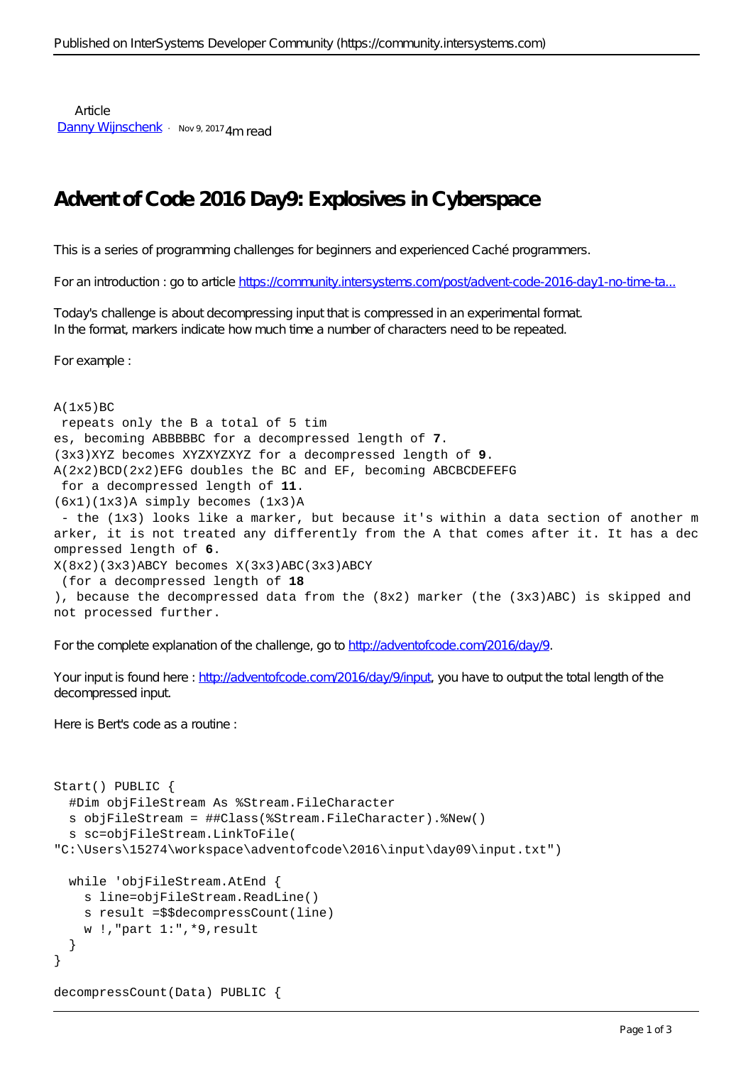Article
[Danny Wijnschenk](#) · Nov 9, 2017 4m read

# Advent of Code 2016 Day9: Explosives in Cyberspace

This is a series of programming challenges for beginners and experienced Caché programmers.

For an introduction : go to article [https://community.intersystems.com/post/advent-code-2016-day1-no-time-ta...](https://community.intersystems.com/post/advent-code-2016-day1-no-time-ta...)

Today's challenge is about decompressing input that is compressed in an experimental format.
In the format, markers indicate how much time a number of characters need to be repeated.

For example :

```
A(1x5)BC
 repeats only the B a total of 5 tim
es, becoming ABBBBBC for a decompressed length of 7.
(3x3)XYZ becomes XYZXYZXYZ for a decompressed length of 9.
A(2x2)BCD(2x2)EFG doubles the BC and EF, becoming ABCBCDEFEFG
 for a decompressed length of 11.
(6x1)(1x3)A simply becomes (1x3)A
 - the (1x3) looks like a marker, but because it's within a data section of another m
arker, it is not treated any differently from the A that comes after it. It has a dec
ompressed length of 6.
X(8x2)(3x3)ABCY becomes X(3x3)ABC(3x3)ABCY
 (for a decompressed length of 18
), because the decompressed data from the (8x2) marker (the (3x3)ABC) is skipped and
not processed further.
```

For the complete explanation of the challenge, go to [http://adventofcode.com/2016/day/9](http://adventofcode.com/2016/day/9).

Your input is found here : [http://adventofcode.com/2016/day/9/input](http://adventofcode.com/2016/day/9/input), you have to output the total length of the decompressed input.

Here is Bert's code as a routine :

```
Start() PUBLIC {
  #Dim objFileStream As %Stream.FileCharacter
  s objFileStream = ##Class(%Stream.FileCharacter).%New()
  s sc=objFileStream.LinkToFile(
"C:\Users\15274\workspace\adventofcode\2016\input\day09\input.txt")

  while 'objFileStream.AtEnd {
    s line=objFileStream.ReadLine()
    s result =$$decompressCount(line)
    w !,"part 1:",*9,result
  }
}

decompressCount(Data) PUBLIC {
```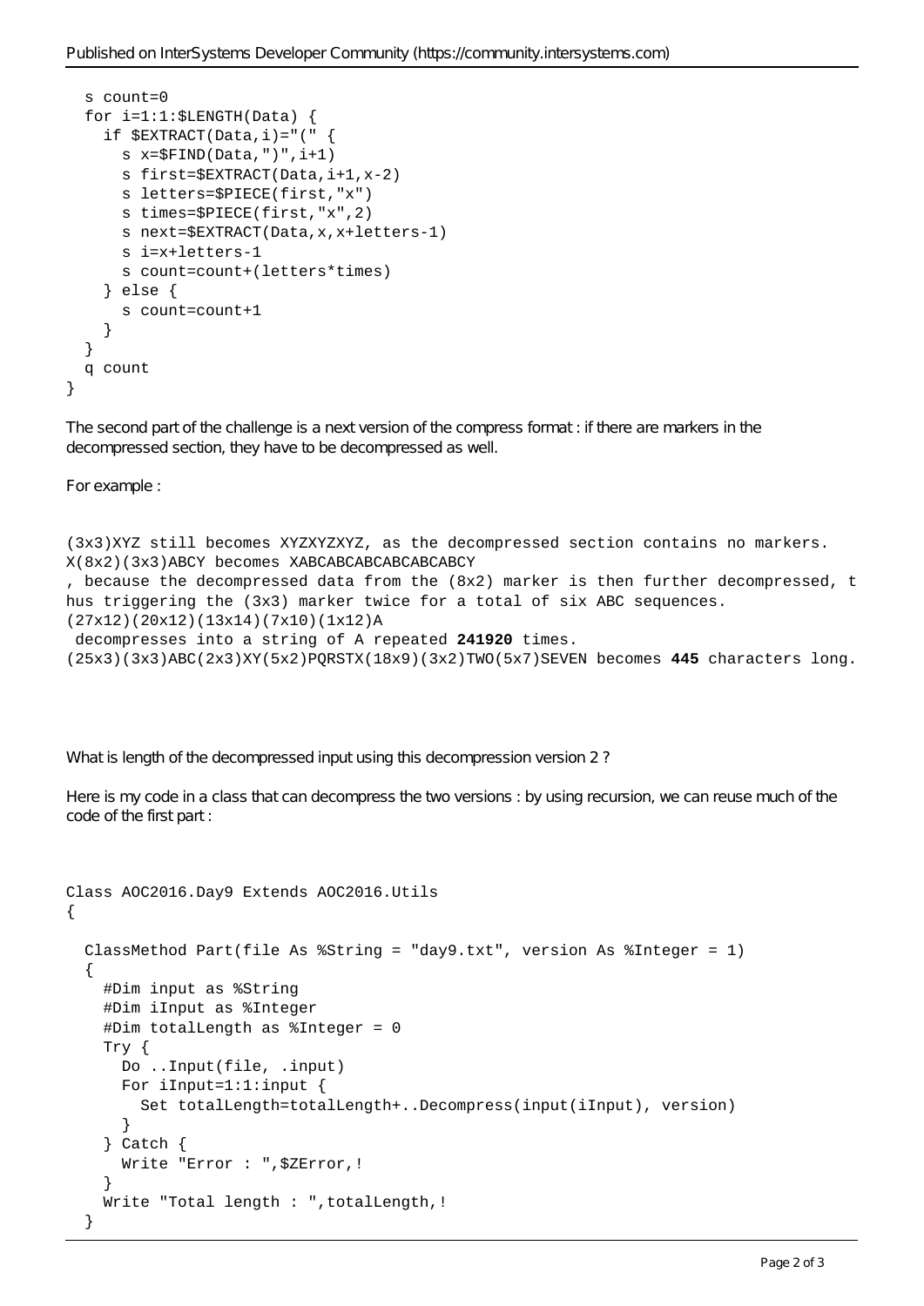```
  s count=0
  for i=1:1:$LENGTH(Data) {
    if $EXTRACT(Data,i)="(" {
      s x=$FIND(Data,")",i+1)
      s first=$EXTRACT(Data,i+1,x-2)
      s letters=$PIECE(first,"x")
      s times=$PIECE(first,"x",2)
      s next=$EXTRACT(Data,x,x+letters-1)
      s i=x+letters-1
      s count=count+(letters*times)
    } else {
      s count=count+1
    }
  }
  q count
}
```

The second part of the challenge is a next version of the compress format : if there are markers in the decompressed section, they have to be decompressed as well.

For example :

```
(3x3)XYZ still becomes XYZXYZXYZ, as the decompressed section contains no markers.
X(8x2)(3x3)ABCY becomes XABCABCABCABCABCABCY
, because the decompressed data from the (8x2) marker is then further decompressed, t
hus triggering the (3x3) marker twice for a total of six ABC sequences.
(27x12)(20x12)(13x14)(7x10)(1x12)A
 decompresses into a string of A repeated **241920** times.
(25x3)(3x3)ABC(2x3)XY(5x2)PQRSTX(18x9)(3x2)TWO(5x7)SEVEN becomes **445** characters long.
```

What is length of the decompressed input using this decompression version 2 ?

Here is my code in a class that can decompress the two versions : by using recursion, we can reuse much of the code of the first part :

```
Class AOC2016.Day9 Extends AOC2016.Utils
{

  ClassMethod Part(file As %String = "day9.txt", version As %Integer = 1)
  {
    #Dim input as %String
    #Dim iInput as %Integer
    #Dim totalLength as %Integer = 0
    Try {
      Do ..Input(file, .input)
      For iInput=1:1:input {
        Set totalLength=totalLength+..Decompress(input(iInput), version)
      }
    } Catch {
      Write "Error : ",$ZError,!
    }
    Write "Total length : ",totalLength,!
  }
```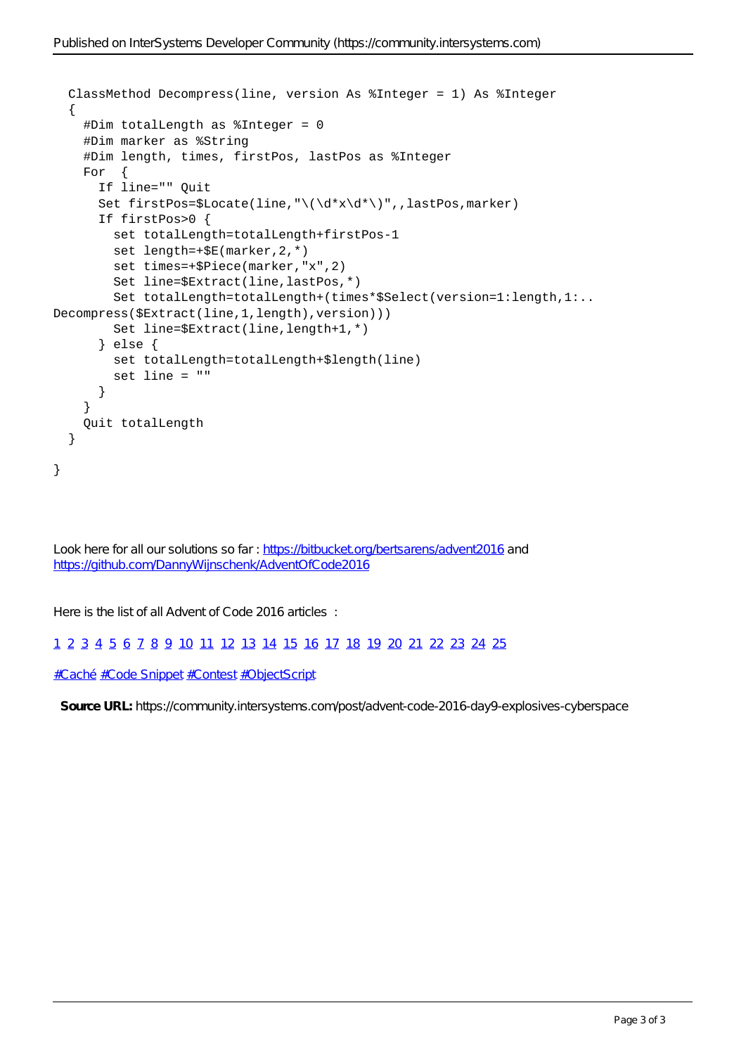```
  ClassMethod Decompress(line, version As %Integer = 1) As %Integer
  {
    #Dim totalLength as %Integer = 0
    #Dim marker as %String
    #Dim length, times, firstPos, lastPos as %Integer
    For  {
      If line="" Quit
      Set firstPos=$Locate(line,"\(\d*x\d*\)",,lastPos,marker)
      If firstPos>0 {
        set totalLength=totalLength+firstPos-1
        set length=+$E(marker,2,*)
        set times=+$Piece(marker,"x",2)
        Set line=$Extract(line,lastPos,*)
        Set totalLength=totalLength+(times*$Select(version=1:length,1:..
Decompress($Extract(line,1,length),version)))
        Set line=$Extract(line,length+1,*)
      } else {
        set totalLength=totalLength+$length(line)
        set line = ""
      }
    }
    Quit totalLength
  }

}
```

Look here for all our solutions so far : https://bitbucket.org/bertsarens/advent2016 and https://github.com/DannyWijnschenk/AdventOfCode2016

Here is the list of all Advent of Code 2016 articles :

1 2 3 4 5 6 7 8 9 10 11 12 13 14 15 16 17 18 19 20 21 22 23 24 25

#Caché #Code Snippet #Contest #ObjectScript

**Source URL:** https://community.intersystems.com/post/advent-code-2016-day9-explosives-cyberspace